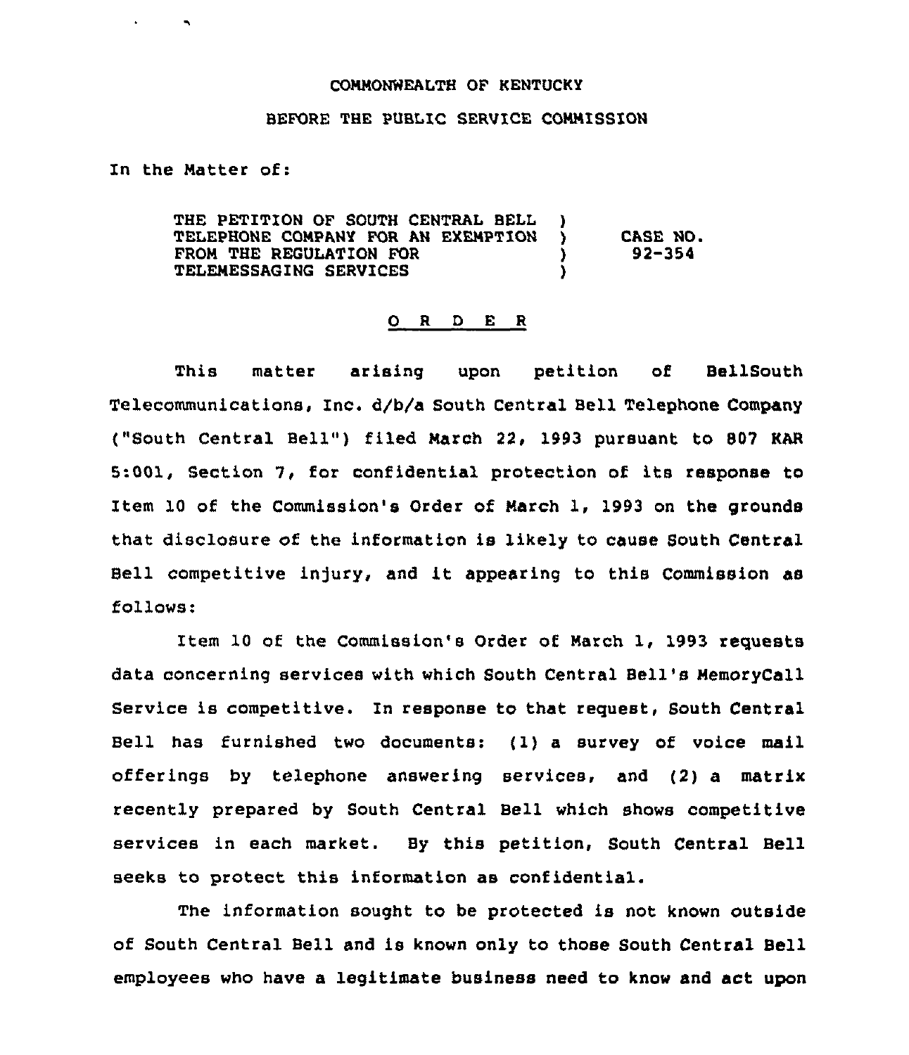COMMONWEALTH OF KENTUCKY

BEFORE THE PUBLIC SERVICE COMMISSION

In the Matter of:

| | | |
|---|---|---|
| THE PETITION OF SOUTH CENTRAL BELL TELEPHONE COMPANY FOR AN EXEMPTION FROM THE REGULATION FOR TELEMESSAGING SERVICES | ) ) ) ) | CASE NO. 92-354 |

O R D E R

This matter arising upon petition of BellSouth Telecommunications, Inc. d/b/a South Central Bell Telephone Company ("South Central Bell") filed March 22, 1993 pursuant to 807 KAR 5:001, Section 7, for confidential protection of its response to Item 10 of the Commission's Order of March 1, 1993 on the grounds that disclosure of the information is likely to cause South Central Bell competitive injury, and it appearing to this Commission as follows:

Item 10 of the Commission's Order of March 1, 1993 requests data concerning services with which South Central Bell's MemoryCall Service is competitive. In response to that request, South Central Bell has furnished two documents: (1) a survey of voice mail offerings by telephone answering services, and (2) a matrix recently prepared by South Central Bell which shows competitive services in each market. By this petition, South Central Bell seeks to protect this information as confidential.

The information sought to be protected is not known outside of South Central Bell and is known only to those South Central Bell employees who have a legitimate business need to know and act upon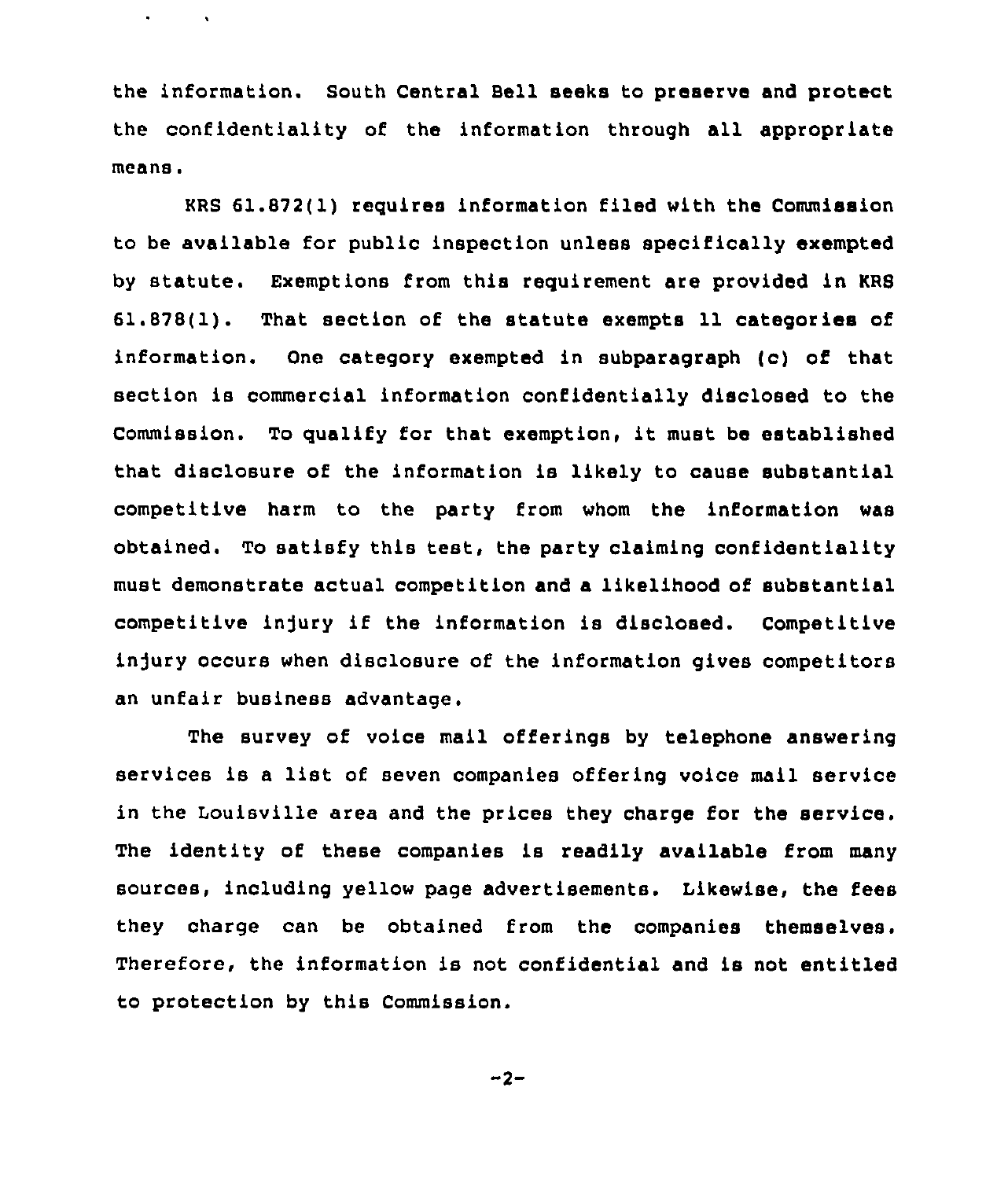the information. South Central Bell seeks to preserve and protect the confidentiality of the information through all appropriate means.

KRS 61.872(1) requires information filed with the Commission to be available for public inspection unless specifically exempted by statute. Exemptions from this requirement are provided in KRS 61.878(1). That section of the statute exempts 11 categories of information. One category exempted in subparagraph (c) of that section is commercial information confidentially disclosed to the Commission. To qualify for that exemption, it must be established that disclosure of the information is likely to cause substantial competitive harm to the party from whom the information was obtained. To satisfy this test, the party claiming confidentiality must demonstrate actual competition and a likelihood of substantial competitive injury if the information is disclosed. Competitive injury occurs when disclosure of the information gives competitors an unfair business advantage.

The survey of voice mail offerings by telephone answering services is a list of seven companies offering voice mail service in the Louisville area and the prices they charge for the service. The identity of these companies is readily available from many sources, including yellow page advertisements. Likewise, the fees they charge can be obtained from the companies themselves. Therefore, the information is not confidential and is not entitled to protection by this Commission.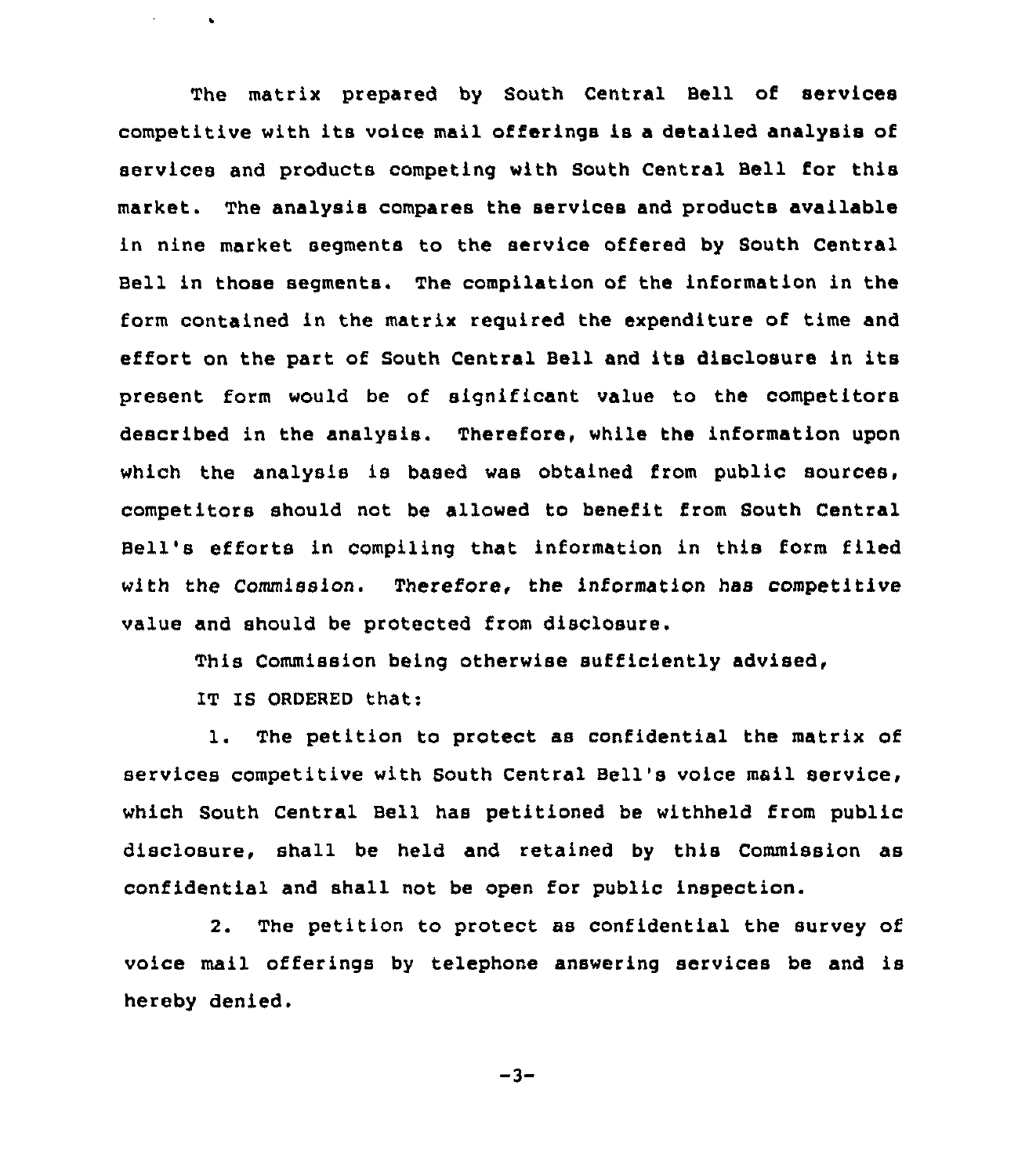The matrix prepared by South Central Bell of services competitive with its voice mail offerings is a detailed analysis of services and products competing with South Central Bell for this market. The analysis compares the services and products available in nine market segments to the service offered by South Central Bell in those segments. The compilation of the information in the form contained in the matrix required the expenditure of time and effort on the part of South Central Bell and its disclosure in its present form would be of significant value to the competitors described in the analysis. Therefore, while the information upon which the analysis is based was obtained from public sources, competitors should not be allowed to benefit from South Central Bell's efforts in compiling that information in this form filed with the Commission. Therefore, the information has competitive value and should be protected from disclosure.

This Commission being otherwise sufficiently advised,

IT IS ORDERED that:

1. The petition to protect as confidential the matrix of services competitive with South Central Bell's voice mail service, which South Central Bell has petitioned be withheld from public disclosure, shall be held and retained by this Commission as confidential and shall not be open for public inspection.

2. The petition to protect as confidential the survey of voice mail offerings by telephone answering services be and is hereby denied.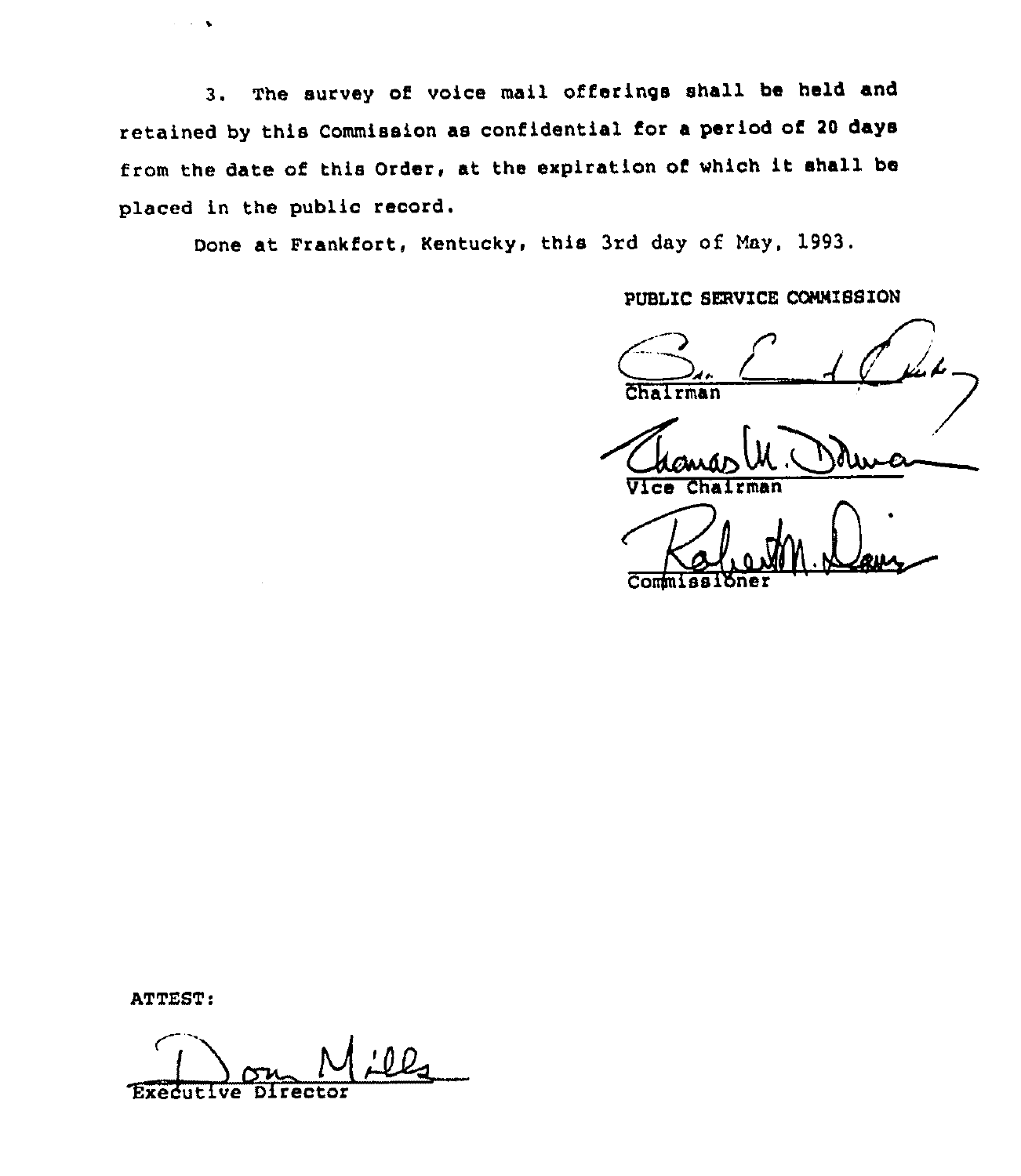3. The survey of voice mail offerings shall be held and retained by this Commission as confidential for a period of 20 days from the date of this Order, at the expiration of which it shall be placed in the public record.

Done at Frankfort, Kentucky, this 3rd day of May, 1993.

PUBLIC SERVICE COMMISSION

Chairman

Vice Chairman

Commissioner

ATTEST:

Executive Director